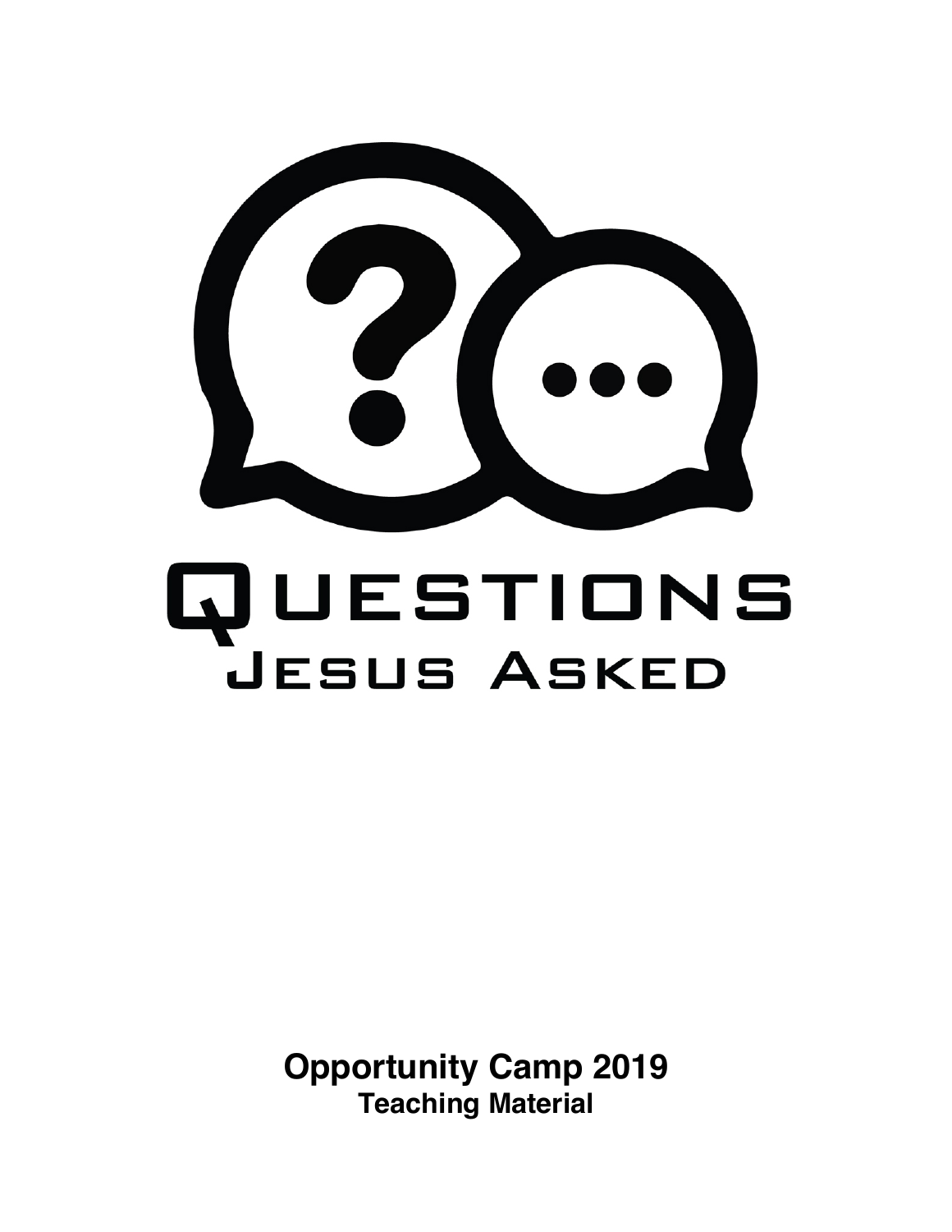# Questions Jesus Asked

**Opportunity Camp 2019**
**Teaching Material**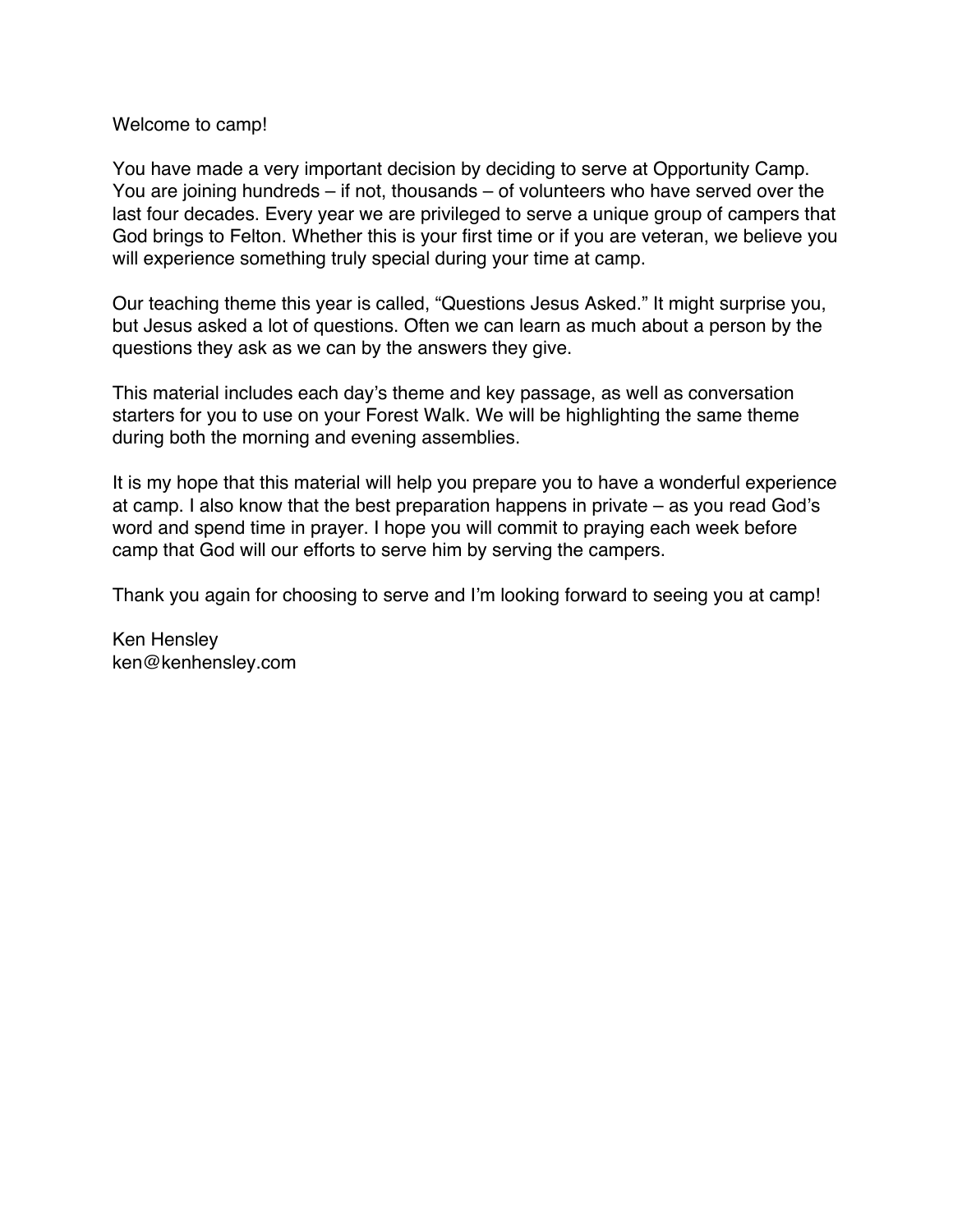Welcome to camp!

You have made a very important decision by deciding to serve at Opportunity Camp. You are joining hundreds – if not, thousands – of volunteers who have served over the last four decades. Every year we are privileged to serve a unique group of campers that God brings to Felton. Whether this is your first time or if you are veteran, we believe you will experience something truly special during your time at camp.

Our teaching theme this year is called, "Questions Jesus Asked." It might surprise you, but Jesus asked a lot of questions. Often we can learn as much about a person by the questions they ask as we can by the answers they give.

This material includes each day's theme and key passage, as well as conversation starters for you to use on your Forest Walk. We will be highlighting the same theme during both the morning and evening assemblies.

It is my hope that this material will help you prepare you to have a wonderful experience at camp. I also know that the best preparation happens in private – as you read God's word and spend time in prayer. I hope you will commit to praying each week before camp that God will our efforts to serve him by serving the campers.

Thank you again for choosing to serve and I'm looking forward to seeing you at camp!

Ken Hensley
ken@kenhensley.com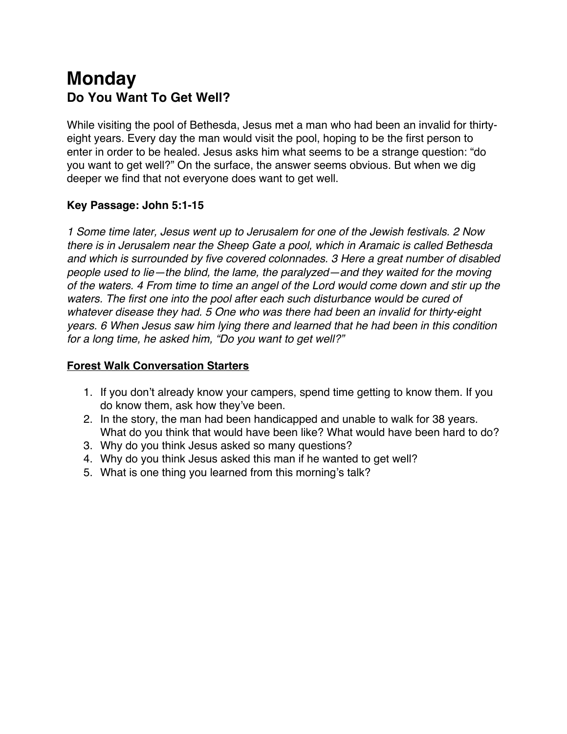# Monday
## Do You Want To Get Well?

While visiting the pool of Bethesda, Jesus met a man who had been an invalid for thirty-eight years. Every day the man would visit the pool, hoping to be the first person to enter in order to be healed. Jesus asks him what seems to be a strange question: "do you want to get well?" On the surface, the answer seems obvious. But when we dig deeper we find that not everyone does want to get well.

**Key Passage: John 5:1-15**

*1 Some time later, Jesus went up to Jerusalem for one of the Jewish festivals. 2 Now there is in Jerusalem near the Sheep Gate a pool, which in Aramaic is called Bethesda and which is surrounded by five covered colonnades. 3 Here a great number of disabled people used to lie—the blind, the lame, the paralyzed—and they waited for the moving of the waters. 4 From time to time an angel of the Lord would come down and stir up the waters. The first one into the pool after each such disturbance would be cured of whatever disease they had. 5 One who was there had been an invalid for thirty-eight years. 6 When Jesus saw him lying there and learned that he had been in this condition for a long time, he asked him, "Do you want to get well?"*

**<u>Forest Walk Conversation Starters</u>**

1. If you don't already know your campers, spend time getting to know them. If you do know them, ask how they've been.
2. In the story, the man had been handicapped and unable to walk for 38 years. What do you think that would have been like? What would have been hard to do?
3. Why do you think Jesus asked so many questions?
4. Why do you think Jesus asked this man if he wanted to get well?
5. What is one thing you learned from this morning's talk?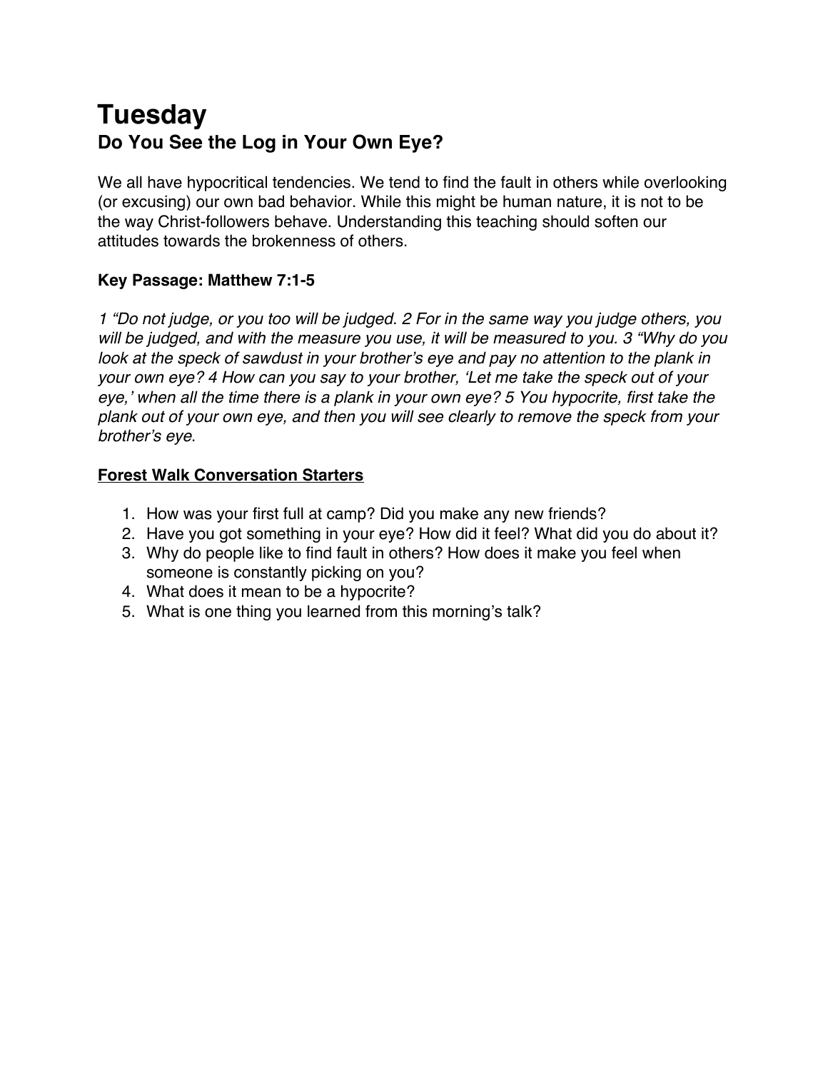# Tuesday
## Do You See the Log in Your Own Eye?

We all have hypocritical tendencies. We tend to find the fault in others while overlooking (or excusing) our own bad behavior. While this might be human nature, it is not to be the way Christ-followers behave. Understanding this teaching should soften our attitudes towards the brokenness of others.

**Key Passage: Matthew 7:1-5**

*1 "Do not judge, or you too will be judged. 2 For in the same way you judge others, you will be judged, and with the measure you use, it will be measured to you. 3 "Why do you look at the speck of sawdust in your brother's eye and pay no attention to the plank in your own eye? 4 How can you say to your brother, 'Let me take the speck out of your eye,' when all the time there is a plank in your own eye? 5 You hypocrite, first take the plank out of your own eye, and then you will see clearly to remove the speck from your brother's eye*.

**Forest Walk Conversation Starters**

1. How was your first full at camp? Did you make any new friends?
2. Have you got something in your eye? How did it feel? What did you do about it?
3. Why do people like to find fault in others? How does it make you feel when someone is constantly picking on you?
4. What does it mean to be a hypocrite?
5. What is one thing you learned from this morning's talk?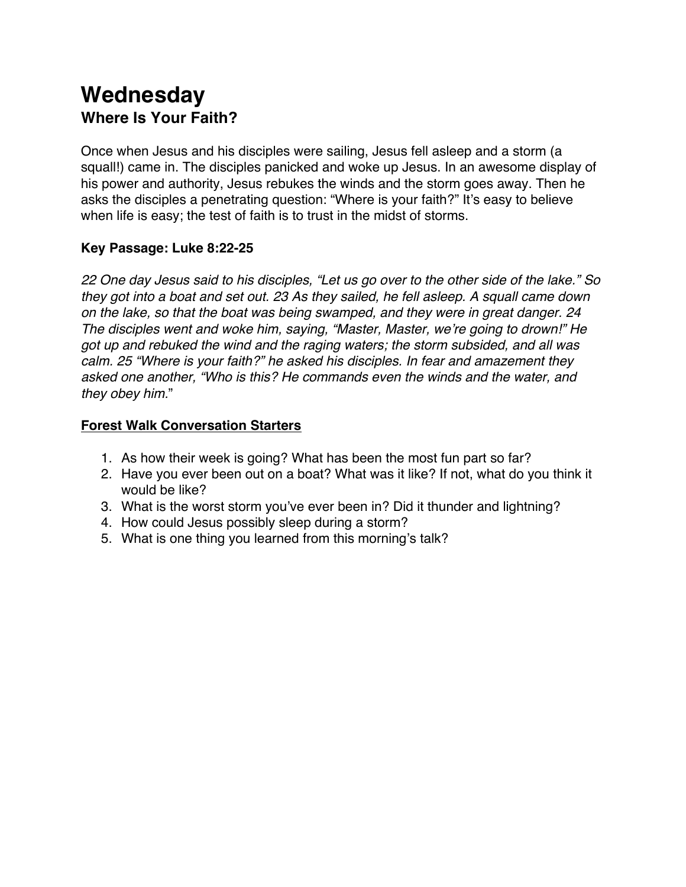# Wednesday
## Where Is Your Faith?

Once when Jesus and his disciples were sailing, Jesus fell asleep and a storm (a squall!) came in. The disciples panicked and woke up Jesus. In an awesome display of his power and authority, Jesus rebukes the winds and the storm goes away. Then he asks the disciples a penetrating question: "Where is your faith?" It's easy to believe when life is easy; the test of faith is to trust in the midst of storms.

**Key Passage: Luke 8:22-25**

*22 One day Jesus said to his disciples, "Let us go over to the other side of the lake." So they got into a boat and set out. 23 As they sailed, he fell asleep. A squall came down on the lake, so that the boat was being swamped, and they were in great danger. 24 The disciples went and woke him, saying, "Master, Master, we're going to drown!" He got up and rebuked the wind and the raging waters; the storm subsided, and all was calm. 25 "Where is your faith?" he asked his disciples. In fear and amazement they asked one another, "Who is this? He commands even the winds and the water, and they obey him."*

**Forest Walk Conversation Starters**

1. As how their week is going? What has been the most fun part so far?
2. Have you ever been out on a boat? What was it like? If not, what do you think it would be like?
3. What is the worst storm you've ever been in? Did it thunder and lightning?
4. How could Jesus possibly sleep during a storm?
5. What is one thing you learned from this morning's talk?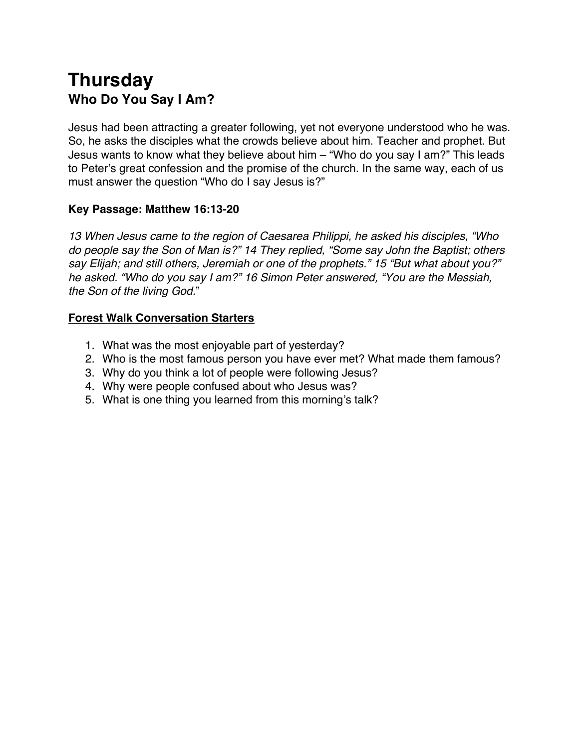# Thursday
## Who Do You Say I Am?

Jesus had been attracting a greater following, yet not everyone understood who he was. So, he asks the disciples what the crowds believe about him. Teacher and prophet. But Jesus wants to know what they believe about him – "Who do you say I am?" This leads to Peter's great confession and the promise of the church. In the same way, each of us must answer the question "Who do I say Jesus is?"

**Key Passage: Matthew 16:13-20**

*13 When Jesus came to the region of Caesarea Philippi, he asked his disciples, "Who do people say the Son of Man is?" 14 They replied, "Some say John the Baptist; others say Elijah; and still others, Jeremiah or one of the prophets." 15 "But what about you?" he asked. "Who do you say I am?" 16 Simon Peter answered, "You are the Messiah, the Son of the living God.*"

**<u>Forest Walk Conversation Starters</u>**

1. What was the most enjoyable part of yesterday?
2. Who is the most famous person you have ever met? What made them famous?
3. Why do you think a lot of people were following Jesus?
4. Why were people confused about who Jesus was?
5. What is one thing you learned from this morning's talk?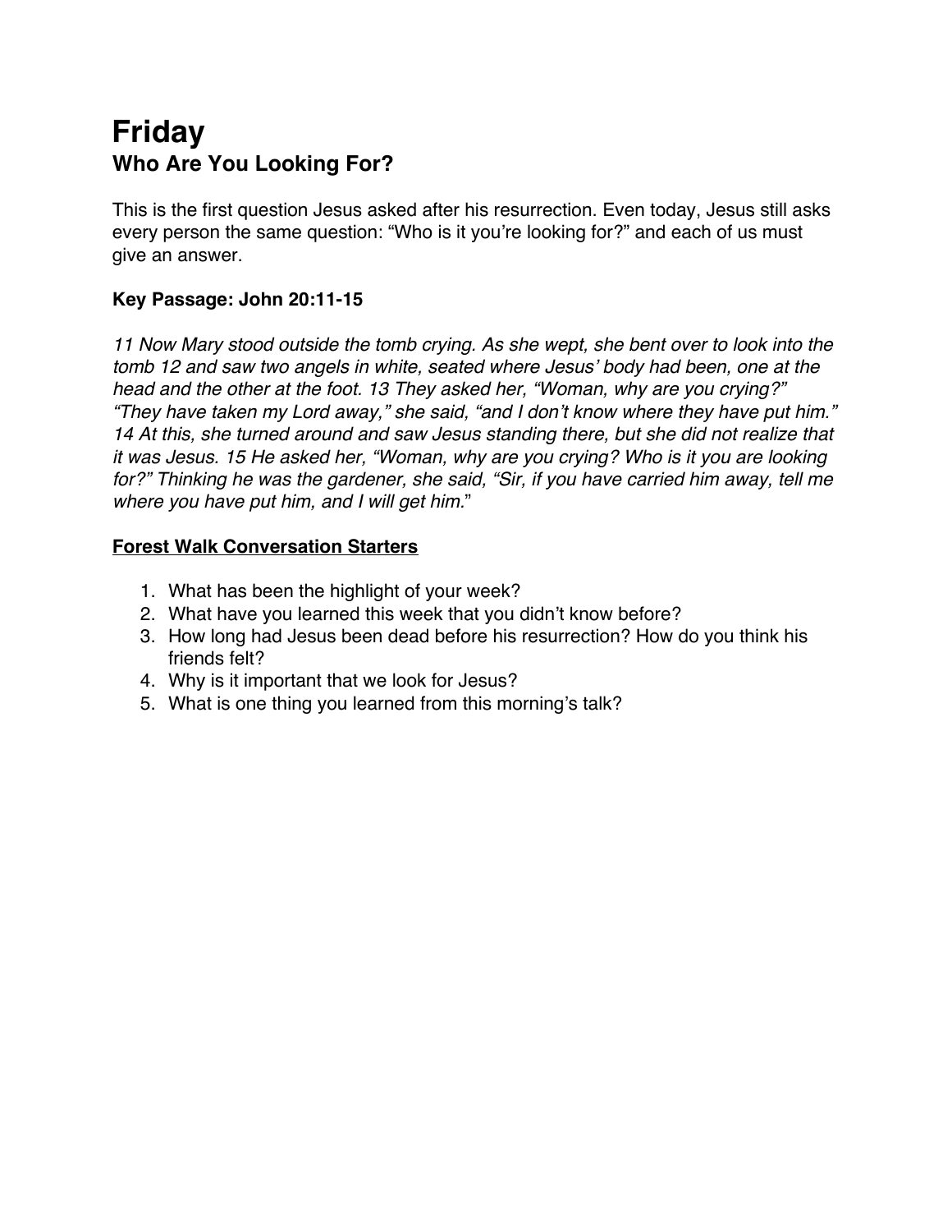# Friday
## Who Are You Looking For?

This is the first question Jesus asked after his resurrection. Even today, Jesus still asks every person the same question: "Who is it you're looking for?" and each of us must give an answer.

**Key Passage: John 20:11-15**

*11 Now Mary stood outside the tomb crying. As she wept, she bent over to look into the tomb 12 and saw two angels in white, seated where Jesus' body had been, one at the head and the other at the foot. 13 They asked her, "Woman, why are you crying?" "They have taken my Lord away," she said, "and I don't know where they have put him." 14 At this, she turned around and saw Jesus standing there, but she did not realize that it was Jesus. 15 He asked her, "Woman, why are you crying? Who is it you are looking for?" Thinking he was the gardener, she said, "Sir, if you have carried him away, tell me where you have put him, and I will get him."*"

<u>**Forest Walk Conversation Starters**</u>

1. What has been the highlight of your week?
2. What have you learned this week that you didn't know before?
3. How long had Jesus been dead before his resurrection? How do you think his friends felt?
4. Why is it important that we look for Jesus?
5. What is one thing you learned from this morning's talk?